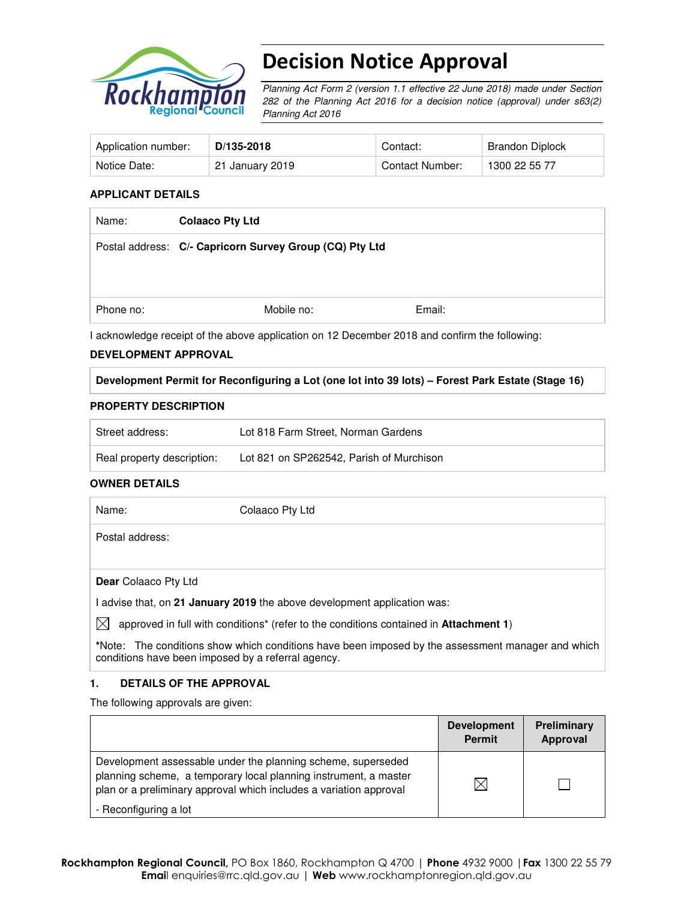# Decision Notice Approval

*Planning Act Form 2 (version 1.1 effective 22 June 2018) made under Section 282 of the Planning Act 2016 for a decision notice (approval) under s63(2) Planning Act 2016*

| Application number: | **D/135-2018** | Contact: | Brandon Diplock |
|---|---|---|---|
| Notice Date: | 21 January 2019 | Contact Number: | 1300 22 55 77 |

### APPLICANT DETAILS

| Name: | **Colaaco Pty Ltd** | |
|---|---|---|
| Postal address: | **C/- Capricorn Survey Group (CQ) Pty Ltd** | |
| Phone no: | Mobile no: | Email: |

I acknowledge receipt of the above application on 12 December 2018 and confirm the following:

### DEVELOPMENT APPROVAL

**Development Permit for Reconfiguring a Lot (one lot into 39 lots) – Forest Park Estate (Stage 16)**

### PROPERTY DESCRIPTION

| Street address: | Lot 818 Farm Street, Norman Gardens |
|---|---|
| Real property description: | Lot 821 on SP262542, Parish of Murchison |

### OWNER DETAILS

| Name: | Colaaco Pty Ltd |
|---|---|
| Postal address: | |

**Dear** Colaaco Pty Ltd

I advise that, on **21 January 2019** the above development application was:

☒ approved in full with conditions* (refer to the conditions contained in **Attachment 1**)

***Note:** The conditions show which conditions have been imposed by the assessment manager and which conditions have been imposed by a referral agency.

### 1. DETAILS OF THE APPROVAL

The following approvals are given:

| | Development Permit | Preliminary Approval |
|---|---|---|
| Development assessable under the planning scheme, superseded planning scheme, a temporary local planning instrument, a master plan or a preliminary approval which includes a variation approval<br>- Reconfiguring a lot | ☒ | ☐ |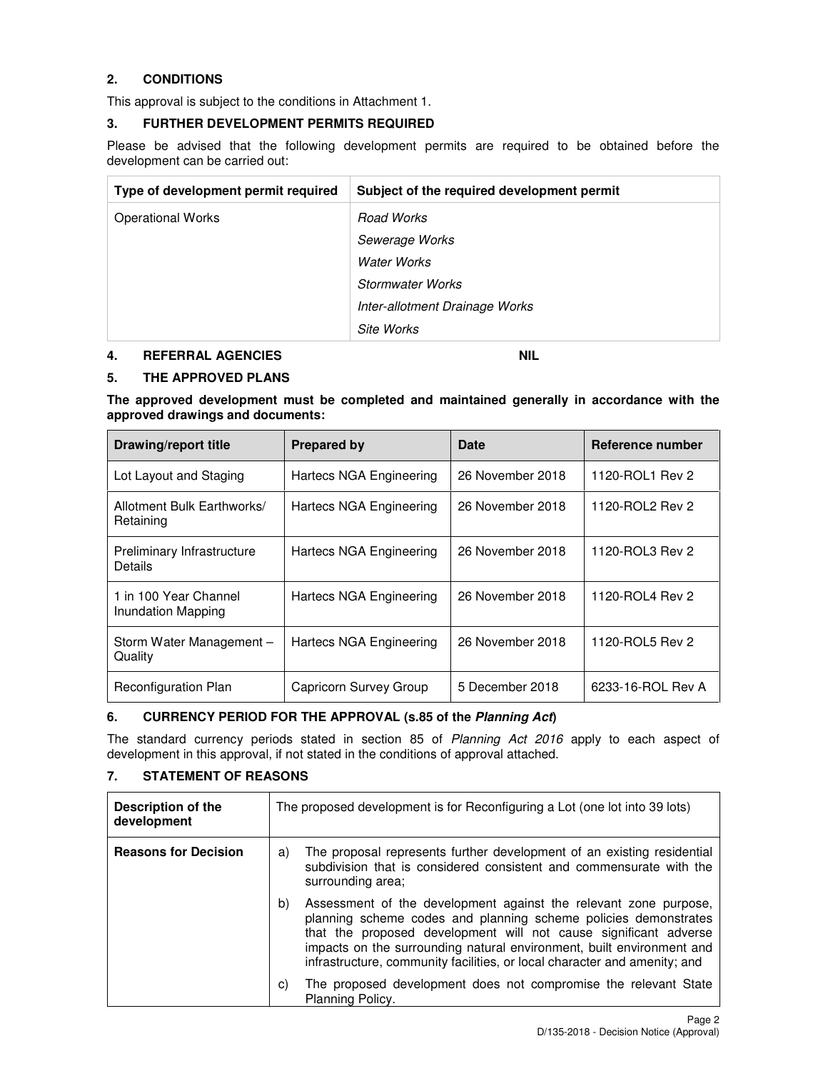## 2. CONDITIONS

This approval is subject to the conditions in Attachment 1.

## 3. FURTHER DEVELOPMENT PERMITS REQUIRED

Please be advised that the following development permits are required to be obtained before the development can be carried out:

| Type of development permit required | Subject of the required development permit |
|---|---|
| Operational Works | *Road Works*<br>*Sewerage Works*<br>*Water Works*<br>*Stormwater Works*<br>*Inter-allotment Drainage Works*<br>*Site Works* |

## 4. REFERRAL AGENCIES NIL

## 5. THE APPROVED PLANS

**The approved development must be completed and maintained generally in accordance with the approved drawings and documents:**

| Drawing/report title | Prepared by | Date | Reference number |
|---|---|---|---|
| Lot Layout and Staging | Hartecs NGA Engineering | 26 November 2018 | 1120-ROL1 Rev 2 |
| Allotment Bulk Earthworks/ Retaining | Hartecs NGA Engineering | 26 November 2018 | 1120-ROL2 Rev 2 |
| Preliminary Infrastructure Details | Hartecs NGA Engineering | 26 November 2018 | 1120-ROL3 Rev 2 |
| 1 in 100 Year Channel Inundation Mapping | Hartecs NGA Engineering | 26 November 2018 | 1120-ROL4 Rev 2 |
| Storm Water Management – Quality | Hartecs NGA Engineering | 26 November 2018 | 1120-ROL5 Rev 2 |
| Reconfiguration Plan | Capricorn Survey Group | 5 December 2018 | 6233-16-ROL Rev A |

## 6. CURRENCY PERIOD FOR THE APPROVAL (s.85 of the *Planning Act*)

The standard currency periods stated in section 85 of *Planning Act 2016* apply to each aspect of development in this approval, if not stated in the conditions of approval attached.

## 7. STATEMENT OF REASONS

| Description of the development | The proposed development is for Reconfiguring a Lot (one lot into 39 lots) |
|---|---|
| **Reasons for Decision** | a) The proposal represents further development of an existing residential subdivision that is considered consistent and commensurate with the surrounding area;<br>b) Assessment of the development against the relevant zone purpose, planning scheme codes and planning scheme policies demonstrates that the proposed development will not cause significant adverse impacts on the surrounding natural environment, built environment and infrastructure, community facilities, or local character and amenity; and<br>c) The proposed development does not compromise the relevant State Planning Policy. |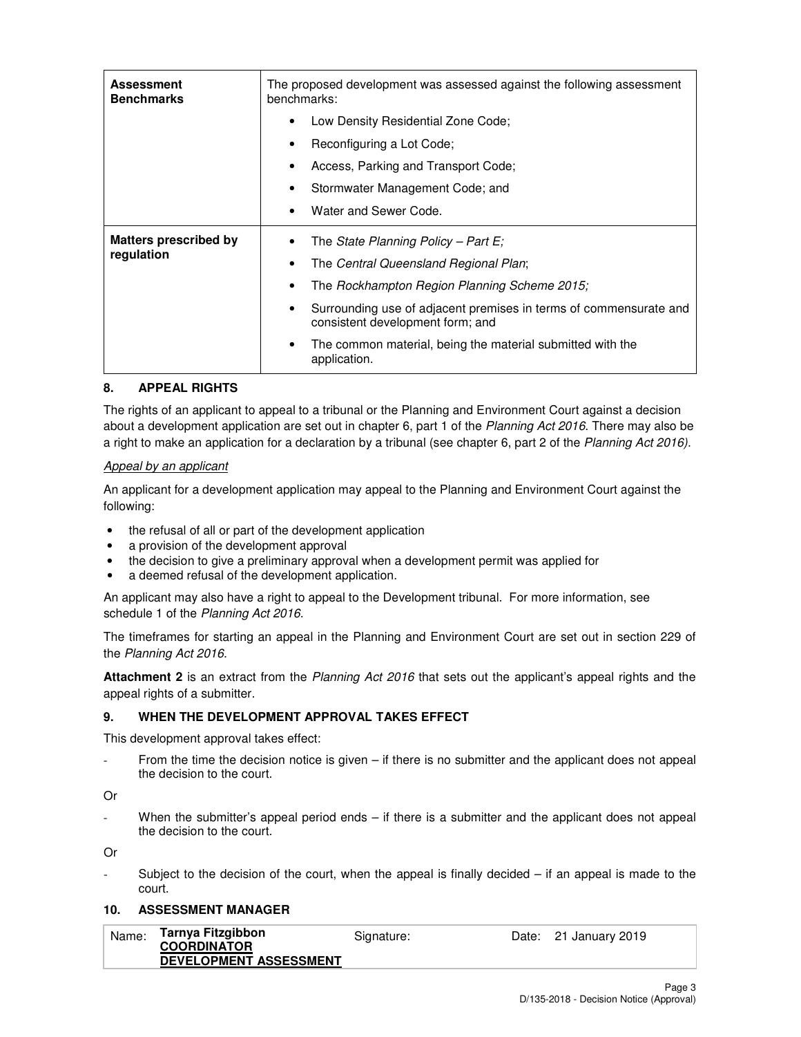| **Assessment Benchmarks** | The proposed development was assessed against the following assessment benchmarks:<br>• Low Density Residential Zone Code;<br>• Reconfiguring a Lot Code;<br>• Access, Parking and Transport Code;<br>• Stormwater Management Code; and<br>• Water and Sewer Code. |
|---|---|
| **Matters prescribed by regulation** | • The *State Planning Policy – Part E;*<br>• The *Central Queensland Regional Plan*;<br>• The *Rockhampton Region Planning Scheme 2015;*<br>• Surrounding use of adjacent premises in terms of commensurate and consistent development form; and<br>• The common material, being the material submitted with the application. |

## 8. APPEAL RIGHTS

The rights of an applicant to appeal to a tribunal or the Planning and Environment Court against a decision about a development application are set out in chapter 6, part 1 of the *Planning Act 2016*. There may also be a right to make an application for a declaration by a tribunal (see chapter 6, part 2 of the *Planning Act 2016).*

*Appeal by an applicant*

An applicant for a development application may appeal to the Planning and Environment Court against the following:

- the refusal of all or part of the development application
- a provision of the development approval
- the decision to give a preliminary approval when a development permit was applied for
- a deemed refusal of the development application.

An applicant may also have a right to appeal to the Development tribunal. For more information, see schedule 1 of the *Planning Act 2016*.

The timeframes for starting an appeal in the Planning and Environment Court are set out in section 229 of the *Planning Act 2016*.

**Attachment 2** is an extract from the *Planning Act 2016* that sets out the applicant's appeal rights and the appeal rights of a submitter.

## 9. WHEN THE DEVELOPMENT APPROVAL TAKES EFFECT

This development approval takes effect:

- From the time the decision notice is given – if there is no submitter and the applicant does not appeal the decision to the court.

Or

- When the submitter's appeal period ends – if there is a submitter and the applicant does not appeal the decision to the court.

Or

- Subject to the decision of the court, when the appeal is finally decided – if an appeal is made to the court.

## 10. ASSESSMENT MANAGER

| Name: | **Tarnya Fitzgibbon**<br>**COORDINATOR DEVELOPMENT ASSESSMENT** | Signature: | | Date: | 21 January 2019 |
|---|---|---|---|---|---|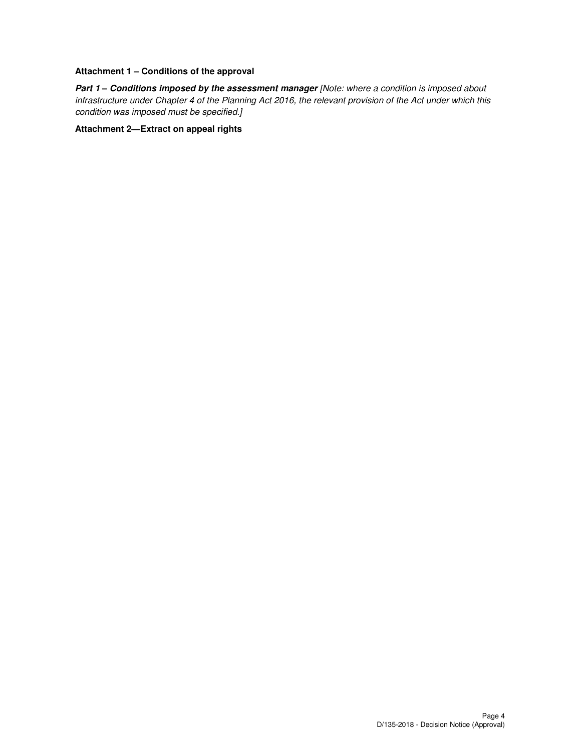**Attachment 1 – Conditions of the approval**

***Part 1 – Conditions imposed by the assessment manager*** *[Note: where a condition is imposed about infrastructure under Chapter 4 of the Planning Act 2016, the relevant provision of the Act under which this condition was imposed must be specified.]*

**Attachment 2—Extract on appeal rights**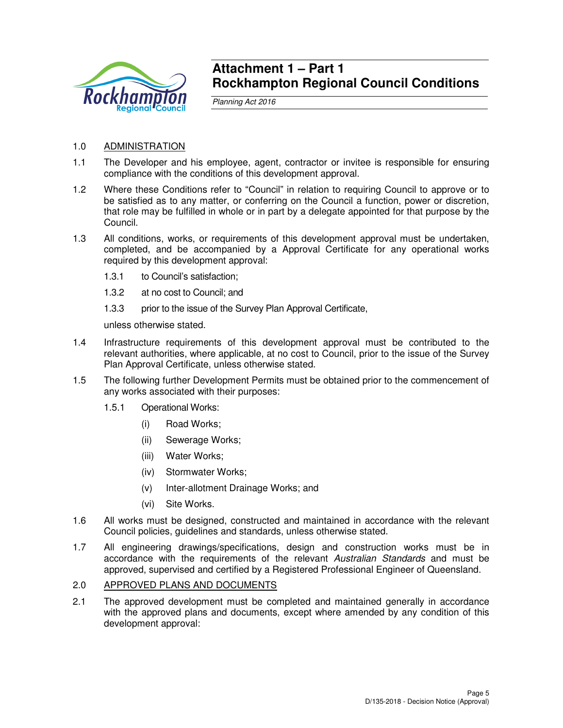# Attachment 1 – Part 1
# Rockhampton Regional Council Conditions

*Planning Act 2016*

1.0 ADMINISTRATION

1.1 The Developer and his employee, agent, contractor or invitee is responsible for ensuring compliance with the conditions of this development approval.

1.2 Where these Conditions refer to "Council" in relation to requiring Council to approve or to be satisfied as to any matter, or conferring on the Council a function, power or discretion, that role may be fulfilled in whole or in part by a delegate appointed for that purpose by the Council.

1.3 All conditions, works, or requirements of this development approval must be undertaken, completed, and be accompanied by a Approval Certificate for any operational works required by this development approval:

1.3.1 to Council's satisfaction;

1.3.2 at no cost to Council; and

1.3.3 prior to the issue of the Survey Plan Approval Certificate,

unless otherwise stated.

1.4 Infrastructure requirements of this development approval must be contributed to the relevant authorities, where applicable, at no cost to Council, prior to the issue of the Survey Plan Approval Certificate, unless otherwise stated.

1.5 The following further Development Permits must be obtained prior to the commencement of any works associated with their purposes:

1.5.1 Operational Works:

(i) Road Works;

(ii) Sewerage Works;

(iii) Water Works;

(iv) Stormwater Works;

(v) Inter-allotment Drainage Works; and

(vi) Site Works.

1.6 All works must be designed, constructed and maintained in accordance with the relevant Council policies, guidelines and standards, unless otherwise stated.

1.7 All engineering drawings/specifications, design and construction works must be in accordance with the requirements of the relevant *Australian Standards* and must be approved, supervised and certified by a Registered Professional Engineer of Queensland.

2.0 APPROVED PLANS AND DOCUMENTS

2.1 The approved development must be completed and maintained generally in accordance with the approved plans and documents, except where amended by any condition of this development approval: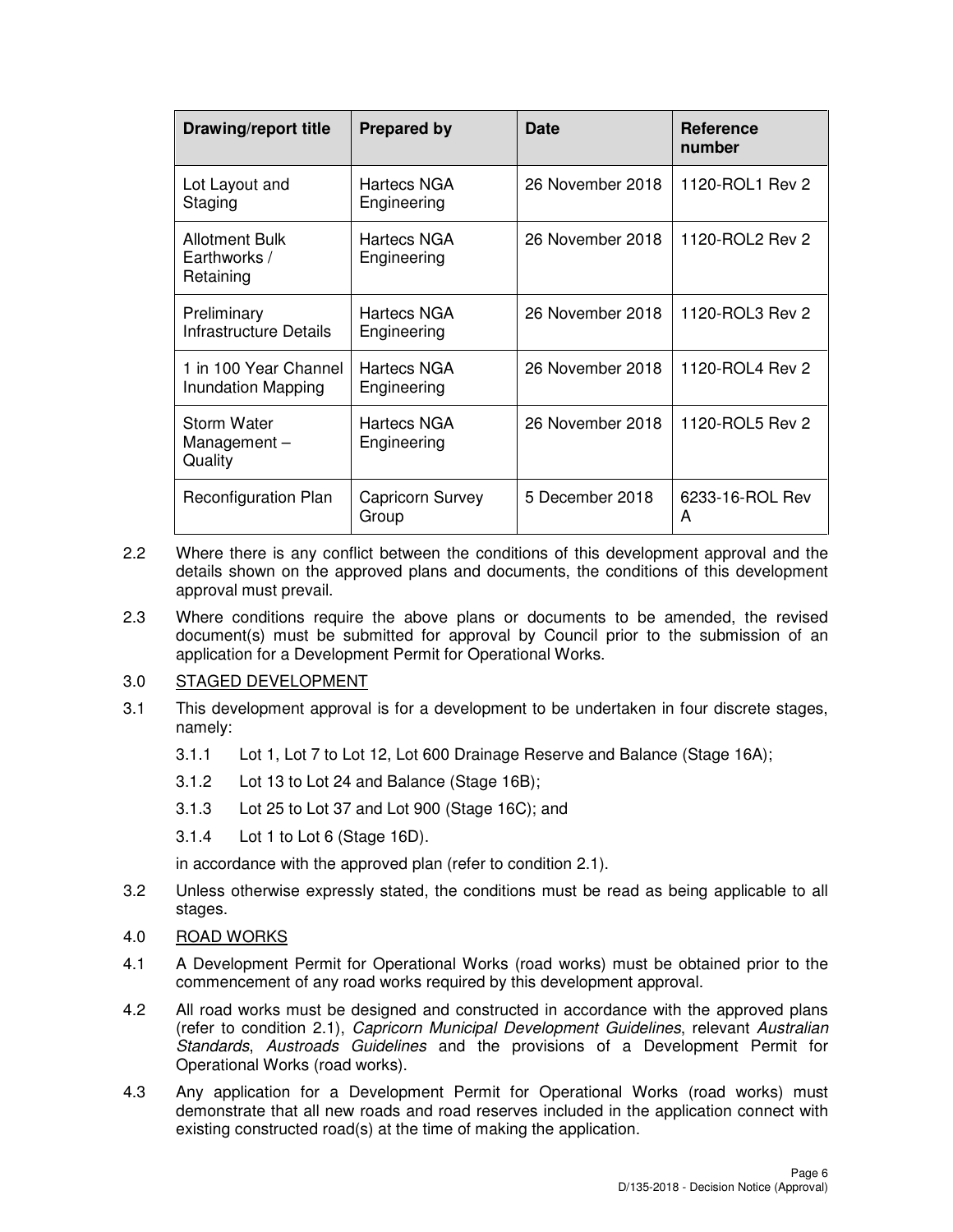| Drawing/report title | Prepared by | Date | Reference number |
|---|---|---|---|
| Lot Layout and Staging | Hartecs NGA Engineering | 26 November 2018 | 1120-ROL1 Rev 2 |
| Allotment Bulk Earthworks / Retaining | Hartecs NGA Engineering | 26 November 2018 | 1120-ROL2 Rev 2 |
| Preliminary Infrastructure Details | Hartecs NGA Engineering | 26 November 2018 | 1120-ROL3 Rev 2 |
| 1 in 100 Year Channel Inundation Mapping | Hartecs NGA Engineering | 26 November 2018 | 1120-ROL4 Rev 2 |
| Storm Water Management – Quality | Hartecs NGA Engineering | 26 November 2018 | 1120-ROL5 Rev 2 |
| Reconfiguration Plan | Capricorn Survey Group | 5 December 2018 | 6233-16-ROL Rev A |

2.2 Where there is any conflict between the conditions of this development approval and the details shown on the approved plans and documents, the conditions of this development approval must prevail.

2.3 Where conditions require the above plans or documents to be amended, the revised document(s) must be submitted for approval by Council prior to the submission of an application for a Development Permit for Operational Works.

3.0 <u>STAGED DEVELOPMENT</u>

3.1 This development approval is for a development to be undertaken in four discrete stages, namely:

3.1.1 Lot 1, Lot 7 to Lot 12, Lot 600 Drainage Reserve and Balance (Stage 16A);

3.1.2 Lot 13 to Lot 24 and Balance (Stage 16B);

3.1.3 Lot 25 to Lot 37 and Lot 900 (Stage 16C); and

3.1.4 Lot 1 to Lot 6 (Stage 16D).

in accordance with the approved plan (refer to condition 2.1).

3.2 Unless otherwise expressly stated, the conditions must be read as being applicable to all stages.

4.0 <u>ROAD WORKS</u>

4.1 A Development Permit for Operational Works (road works) must be obtained prior to the commencement of any road works required by this development approval.

4.2 All road works must be designed and constructed in accordance with the approved plans (refer to condition 2.1), *Capricorn Municipal Development Guidelines*, relevant *Australian Standards*, *Austroads Guidelines* and the provisions of a Development Permit for Operational Works (road works).

4.3 Any application for a Development Permit for Operational Works (road works) must demonstrate that all new roads and road reserves included in the application connect with existing constructed road(s) at the time of making the application.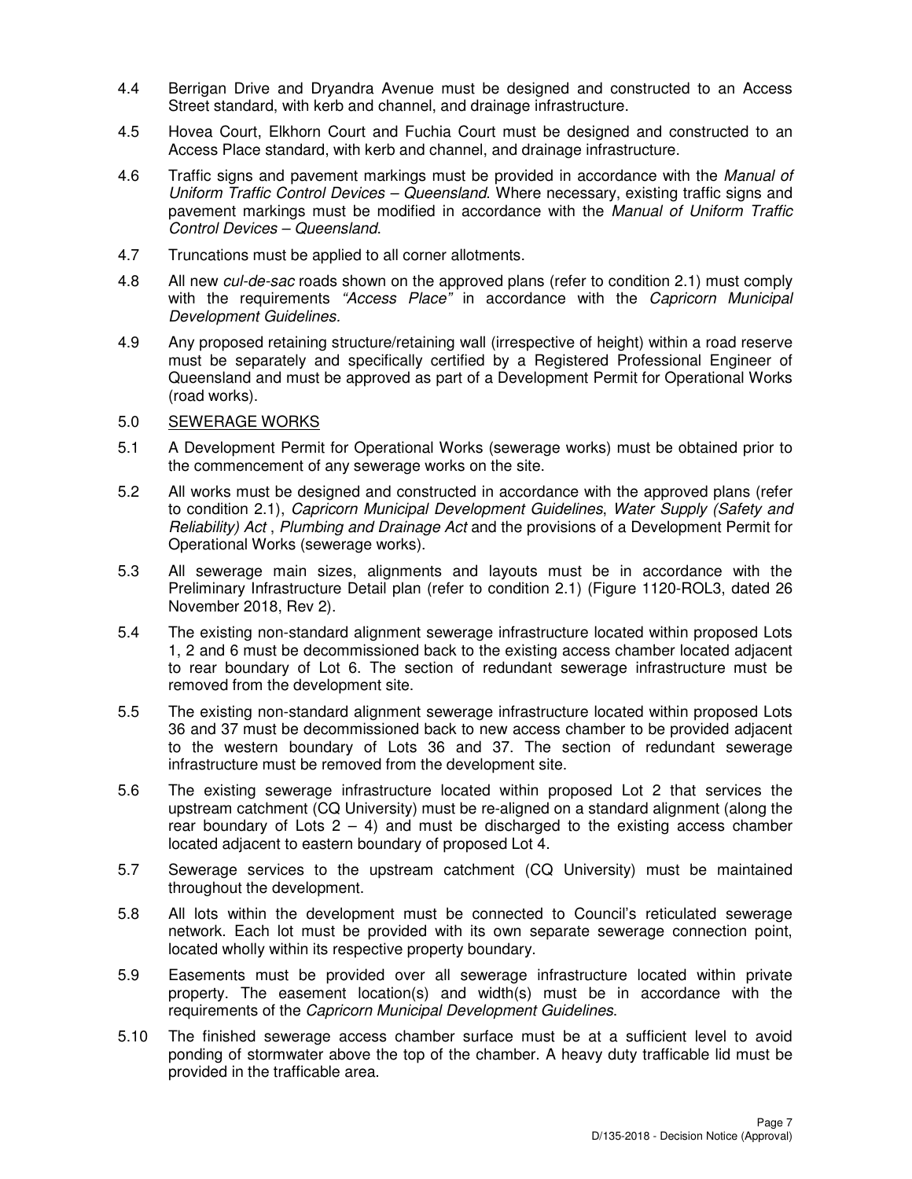4.4 Berrigan Drive and Dryandra Avenue must be designed and constructed to an Access Street standard, with kerb and channel, and drainage infrastructure.

4.5 Hovea Court, Elkhorn Court and Fuchia Court must be designed and constructed to an Access Place standard, with kerb and channel, and drainage infrastructure.

4.6 Traffic signs and pavement markings must be provided in accordance with the *Manual of Uniform Traffic Control Devices – Queensland*. Where necessary, existing traffic signs and pavement markings must be modified in accordance with the *Manual of Uniform Traffic Control Devices – Queensland*.

4.7 Truncations must be applied to all corner allotments.

4.8 All new *cul-de-sac* roads shown on the approved plans (refer to condition 2.1) must comply with the requirements *"Access Place"* in accordance with the *Capricorn Municipal Development Guidelines.*

4.9 Any proposed retaining structure/retaining wall (irrespective of height) within a road reserve must be separately and specifically certified by a Registered Professional Engineer of Queensland and must be approved as part of a Development Permit for Operational Works (road works).

## 5.0 SEWERAGE WORKS

5.1 A Development Permit for Operational Works (sewerage works) must be obtained prior to the commencement of any sewerage works on the site.

5.2 All works must be designed and constructed in accordance with the approved plans (refer to condition 2.1), *Capricorn Municipal Development Guidelines*, *Water Supply (Safety and Reliability) Act* , *Plumbing and Drainage Act* and the provisions of a Development Permit for Operational Works (sewerage works).

5.3 All sewerage main sizes, alignments and layouts must be in accordance with the Preliminary Infrastructure Detail plan (refer to condition 2.1) (Figure 1120-ROL3, dated 26 November 2018, Rev 2).

5.4 The existing non-standard alignment sewerage infrastructure located within proposed Lots 1, 2 and 6 must be decommissioned back to the existing access chamber located adjacent to rear boundary of Lot 6. The section of redundant sewerage infrastructure must be removed from the development site.

5.5 The existing non-standard alignment sewerage infrastructure located within proposed Lots 36 and 37 must be decommissioned back to new access chamber to be provided adjacent to the western boundary of Lots 36 and 37. The section of redundant sewerage infrastructure must be removed from the development site.

5.6 The existing sewerage infrastructure located within proposed Lot 2 that services the upstream catchment (CQ University) must be re-aligned on a standard alignment (along the rear boundary of Lots 2 – 4) and must be discharged to the existing access chamber located adjacent to eastern boundary of proposed Lot 4.

5.7 Sewerage services to the upstream catchment (CQ University) must be maintained throughout the development.

5.8 All lots within the development must be connected to Council's reticulated sewerage network. Each lot must be provided with its own separate sewerage connection point, located wholly within its respective property boundary.

5.9 Easements must be provided over all sewerage infrastructure located within private property. The easement location(s) and width(s) must be in accordance with the requirements of the *Capricorn Municipal Development Guidelines*.

5.10 The finished sewerage access chamber surface must be at a sufficient level to avoid ponding of stormwater above the top of the chamber. A heavy duty trafficable lid must be provided in the trafficable area.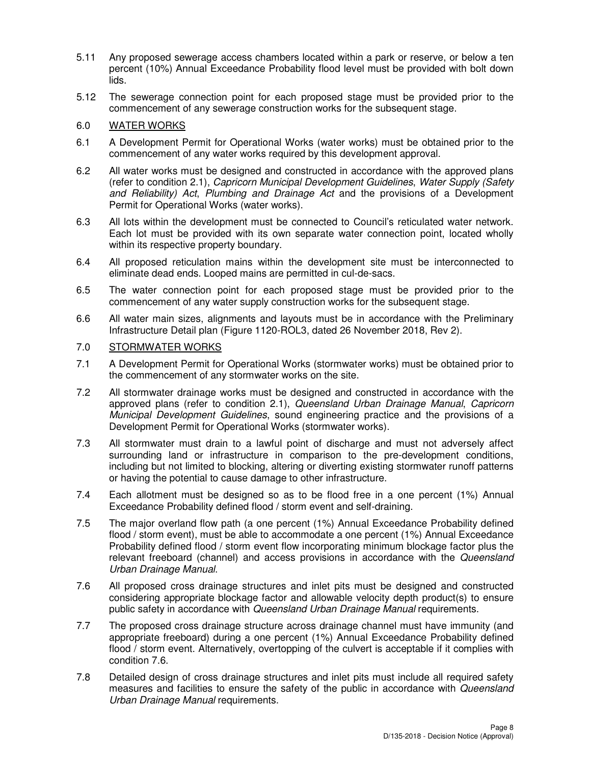5.11 Any proposed sewerage access chambers located within a park or reserve, or below a ten percent (10%) Annual Exceedance Probability flood level must be provided with bolt down lids.

5.12 The sewerage connection point for each proposed stage must be provided prior to the commencement of any sewerage construction works for the subsequent stage.

## 6.0 WATER WORKS

6.1 A Development Permit for Operational Works (water works) must be obtained prior to the commencement of any water works required by this development approval.

6.2 All water works must be designed and constructed in accordance with the approved plans (refer to condition 2.1), *Capricorn Municipal Development Guidelines*, *Water Supply (Safety and Reliability) Act*, *Plumbing and Drainage Act* and the provisions of a Development Permit for Operational Works (water works).

6.3 All lots within the development must be connected to Council's reticulated water network. Each lot must be provided with its own separate water connection point, located wholly within its respective property boundary.

6.4 All proposed reticulation mains within the development site must be interconnected to eliminate dead ends. Looped mains are permitted in cul-de-sacs.

6.5 The water connection point for each proposed stage must be provided prior to the commencement of any water supply construction works for the subsequent stage.

6.6 All water main sizes, alignments and layouts must be in accordance with the Preliminary Infrastructure Detail plan (Figure 1120-ROL3, dated 26 November 2018, Rev 2).

## 7.0 STORMWATER WORKS

7.1 A Development Permit for Operational Works (stormwater works) must be obtained prior to the commencement of any stormwater works on the site.

7.2 All stormwater drainage works must be designed and constructed in accordance with the approved plans (refer to condition 2.1), *Queensland Urban Drainage Manual*, *Capricorn Municipal Development Guidelines*, sound engineering practice and the provisions of a Development Permit for Operational Works (stormwater works).

7.3 All stormwater must drain to a lawful point of discharge and must not adversely affect surrounding land or infrastructure in comparison to the pre-development conditions, including but not limited to blocking, altering or diverting existing stormwater runoff patterns or having the potential to cause damage to other infrastructure.

7.4 Each allotment must be designed so as to be flood free in a one percent (1%) Annual Exceedance Probability defined flood / storm event and self-draining.

7.5 The major overland flow path (a one percent (1%) Annual Exceedance Probability defined flood / storm event), must be able to accommodate a one percent (1%) Annual Exceedance Probability defined flood / storm event flow incorporating minimum blockage factor plus the relevant freeboard (channel) and access provisions in accordance with the *Queensland Urban Drainage Manual*.

7.6 All proposed cross drainage structures and inlet pits must be designed and constructed considering appropriate blockage factor and allowable velocity depth product(s) to ensure public safety in accordance with *Queensland Urban Drainage Manual* requirements.

7.7 The proposed cross drainage structure across drainage channel must have immunity (and appropriate freeboard) during a one percent (1%) Annual Exceedance Probability defined flood / storm event. Alternatively, overtopping of the culvert is acceptable if it complies with condition 7.6.

7.8 Detailed design of cross drainage structures and inlet pits must include all required safety measures and facilities to ensure the safety of the public in accordance with *Queensland Urban Drainage Manual* requirements.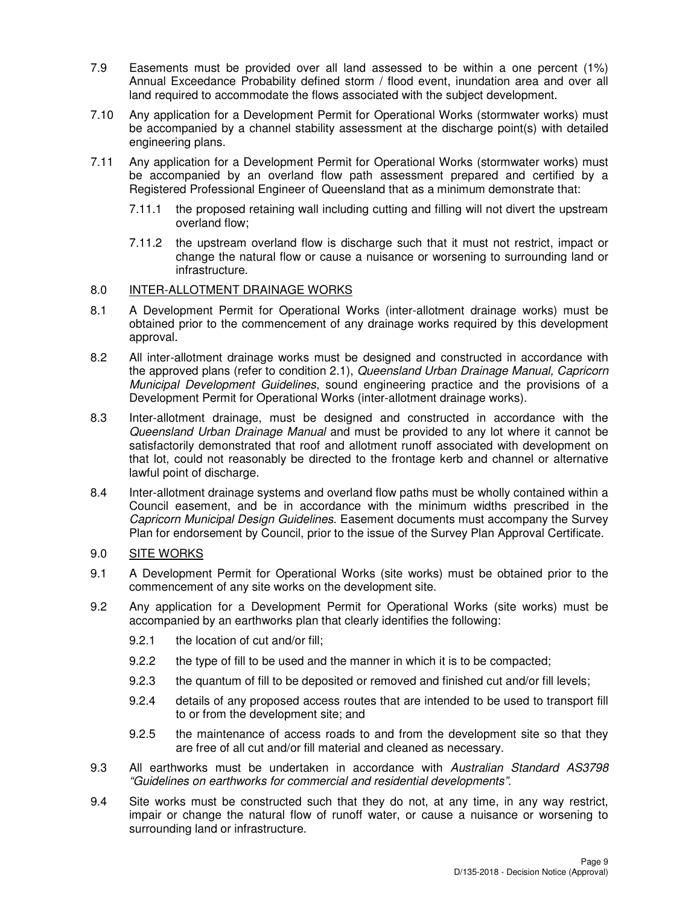7.9 Easements must be provided over all land assessed to be within a one percent (1%) Annual Exceedance Probability defined storm / flood event, inundation area and over all land required to accommodate the flows associated with the subject development.

7.10 Any application for a Development Permit for Operational Works (stormwater works) must be accompanied by a channel stability assessment at the discharge point(s) with detailed engineering plans.

7.11 Any application for a Development Permit for Operational Works (stormwater works) must be accompanied by an overland flow path assessment prepared and certified by a Registered Professional Engineer of Queensland that as a minimum demonstrate that:

  7.11.1 the proposed retaining wall including cutting and filling will not divert the upstream overland flow;

  7.11.2 the upstream overland flow is discharge such that it must not restrict, impact or change the natural flow or cause a nuisance or worsening to surrounding land or infrastructure.

## 8.0 INTER-ALLOTMENT DRAINAGE WORKS

8.1 A Development Permit for Operational Works (inter-allotment drainage works) must be obtained prior to the commencement of any drainage works required by this development approval.

8.2 All inter-allotment drainage works must be designed and constructed in accordance with the approved plans (refer to condition 2.1), *Queensland Urban Drainage Manual, Capricorn Municipal Development Guidelines*, sound engineering practice and the provisions of a Development Permit for Operational Works (inter-allotment drainage works).

8.3 Inter-allotment drainage, must be designed and constructed in accordance with the *Queensland Urban Drainage Manual* and must be provided to any lot where it cannot be satisfactorily demonstrated that roof and allotment runoff associated with development on that lot, could not reasonably be directed to the frontage kerb and channel or alternative lawful point of discharge.

8.4 Inter-allotment drainage systems and overland flow paths must be wholly contained within a Council easement, and be in accordance with the minimum widths prescribed in the *Capricorn Municipal Design Guidelines*. Easement documents must accompany the Survey Plan for endorsement by Council, prior to the issue of the Survey Plan Approval Certificate.

## 9.0 SITE WORKS

9.1 A Development Permit for Operational Works (site works) must be obtained prior to the commencement of any site works on the development site.

9.2 Any application for a Development Permit for Operational Works (site works) must be accompanied by an earthworks plan that clearly identifies the following:

  9.2.1 the location of cut and/or fill;

  9.2.2 the type of fill to be used and the manner in which it is to be compacted;

  9.2.3 the quantum of fill to be deposited or removed and finished cut and/or fill levels;

  9.2.4 details of any proposed access routes that are intended to be used to transport fill to or from the development site; and

  9.2.5 the maintenance of access roads to and from the development site so that they are free of all cut and/or fill material and cleaned as necessary.

9.3 All earthworks must be undertaken in accordance with *Australian Standard AS3798 "Guidelines on earthworks for commercial and residential developments"*.

9.4 Site works must be constructed such that they do not, at any time, in any way restrict, impair or change the natural flow of runoff water, or cause a nuisance or worsening to surrounding land or infrastructure.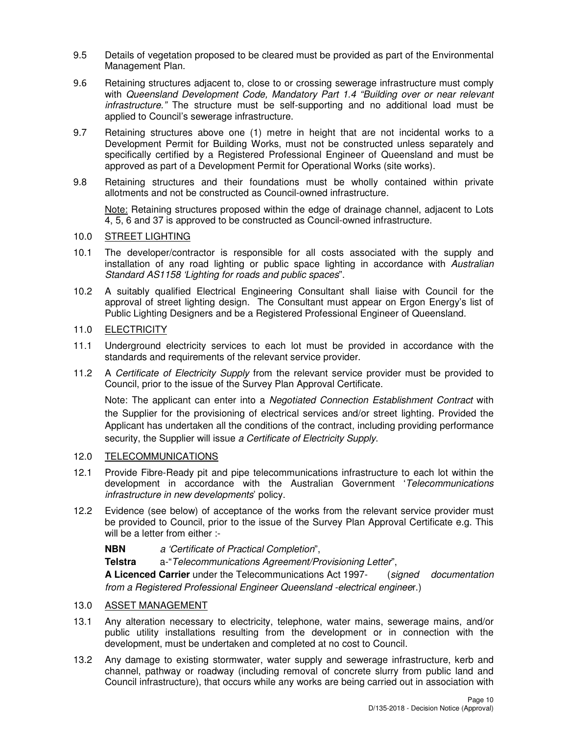9.5 Details of vegetation proposed to be cleared must be provided as part of the Environmental Management Plan.

9.6 Retaining structures adjacent to, close to or crossing sewerage infrastructure must comply with *Queensland Development Code, Mandatory Part 1.4 "Building over or near relevant infrastructure."* The structure must be self-supporting and no additional load must be applied to Council's sewerage infrastructure.

9.7 Retaining structures above one (1) metre in height that are not incidental works to a Development Permit for Building Works, must not be constructed unless separately and specifically certified by a Registered Professional Engineer of Queensland and must be approved as part of a Development Permit for Operational Works (site works).

9.8 Retaining structures and their foundations must be wholly contained within private allotments and not be constructed as Council-owned infrastructure.

<u>Note:</u> Retaining structures proposed within the edge of drainage channel, adjacent to Lots 4, 5, 6 and 37 is approved to be constructed as Council-owned infrastructure.

10.0 <u>STREET LIGHTING</u>

10.1 The developer/contractor is responsible for all costs associated with the supply and installation of any road lighting or public space lighting in accordance with *Australian Standard AS1158 'Lighting for roads and public spaces*".

10.2 A suitably qualified Electrical Engineering Consultant shall liaise with Council for the approval of street lighting design. The Consultant must appear on Ergon Energy's list of Public Lighting Designers and be a Registered Professional Engineer of Queensland.

11.0 <u>ELECTRICITY</u>

11.1 Underground electricity services to each lot must be provided in accordance with the standards and requirements of the relevant service provider.

11.2 A *Certificate of Electricity Supply* from the relevant service provider must be provided to Council, prior to the issue of the Survey Plan Approval Certificate.

Note: The applicant can enter into a *Negotiated Connection Establishment Contract* with the Supplier for the provisioning of electrical services and/or street lighting. Provided the Applicant has undertaken all the conditions of the contract, including providing performance security, the Supplier will issue *a Certificate of Electricity Supply*.

12.0 <u>TELECOMMUNICATIONS</u>

12.1 Provide Fibre-Ready pit and pipe telecommunications infrastructure to each lot within the development in accordance with the Australian Government '*Telecommunications infrastructure in new developments*' policy.

12.2 Evidence (see below) of acceptance of the works from the relevant service provider must be provided to Council, prior to the issue of the Survey Plan Approval Certificate e.g. This will be a letter from either :-

**NBN** *a 'Certificate of Practical Completion*",

**Telstra** a-"*Telecommunications Agreement/Provisioning Letter*",

**A Licenced Carrier** under the Telecommunications Act 1997- (*signed documentation from a Registered Professional Engineer Queensland -electrical enginee*r.)

13.0 <u>ASSET MANAGEMENT</u>

13.1 Any alteration necessary to electricity, telephone, water mains, sewerage mains, and/or public utility installations resulting from the development or in connection with the development, must be undertaken and completed at no cost to Council.

13.2 Any damage to existing stormwater, water supply and sewerage infrastructure, kerb and channel, pathway or roadway (including removal of concrete slurry from public land and Council infrastructure), that occurs while any works are being carried out in association with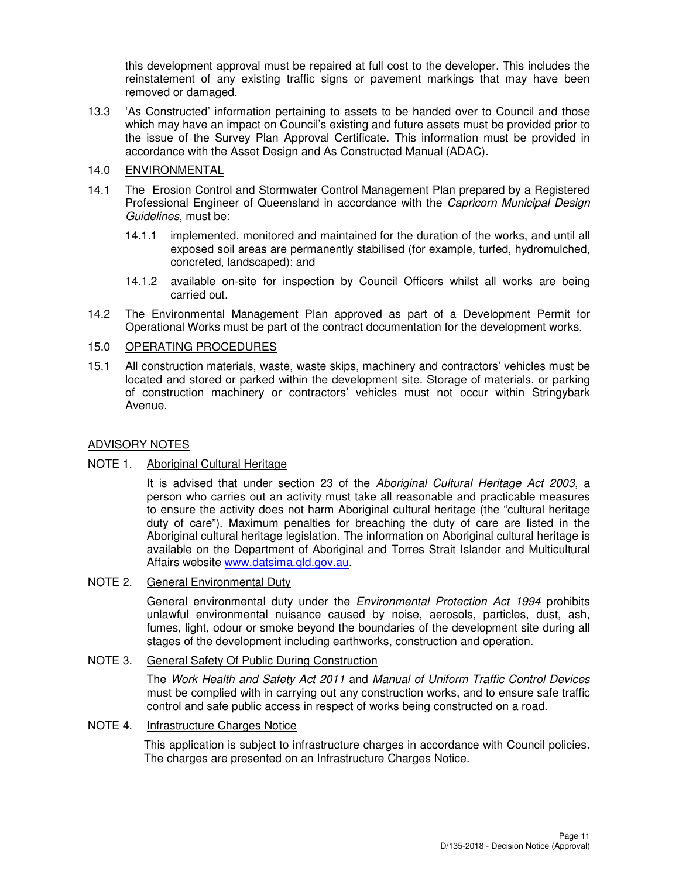this development approval must be repaired at full cost to the developer. This includes the reinstatement of any existing traffic signs or pavement markings that may have been removed or damaged.

13.3 'As Constructed' information pertaining to assets to be handed over to Council and those which may have an impact on Council's existing and future assets must be provided prior to the issue of the Survey Plan Approval Certificate. This information must be provided in accordance with the Asset Design and As Constructed Manual (ADAC).

14.0 <u>ENVIRONMENTAL</u>

14.1 The Erosion Control and Stormwater Control Management Plan prepared by a Registered Professional Engineer of Queensland in accordance with the *Capricorn Municipal Design Guidelines*, must be:

14.1.1 implemented, monitored and maintained for the duration of the works, and until all exposed soil areas are permanently stabilised (for example, turfed, hydromulched, concreted, landscaped); and

14.1.2 available on-site for inspection by Council Officers whilst all works are being carried out.

14.2 The Environmental Management Plan approved as part of a Development Permit for Operational Works must be part of the contract documentation for the development works.

15.0 <u>OPERATING PROCEDURES</u>

15.1 All construction materials, waste, waste skips, machinery and contractors' vehicles must be located and stored or parked within the development site. Storage of materials, or parking of construction machinery or contractors' vehicles must not occur within Stringybark Avenue.

<u>ADVISORY NOTES</u>

NOTE 1. <u>Aboriginal Cultural Heritage</u>

It is advised that under section 23 of the *Aboriginal Cultural Heritage Act 2003*, a person who carries out an activity must take all reasonable and practicable measures to ensure the activity does not harm Aboriginal cultural heritage (the "cultural heritage duty of care"). Maximum penalties for breaching the duty of care are listed in the Aboriginal cultural heritage legislation. The information on Aboriginal cultural heritage is available on the Department of Aboriginal and Torres Strait Islander and Multicultural Affairs website [www.datsima.qld.gov.au](http://www.datsima.qld.gov.au).

NOTE 2. <u>General Environmental Duty</u>

General environmental duty under the *Environmental Protection Act 1994* prohibits unlawful environmental nuisance caused by noise, aerosols, particles, dust, ash, fumes, light, odour or smoke beyond the boundaries of the development site during all stages of the development including earthworks, construction and operation.

NOTE 3. <u>General Safety Of Public During Construction</u>

The *Work Health and Safety Act 2011* and *Manual of Uniform Traffic Control Devices* must be complied with in carrying out any construction works, and to ensure safe traffic control and safe public access in respect of works being constructed on a road.

NOTE 4. <u>Infrastructure Charges Notice</u>

This application is subject to infrastructure charges in accordance with Council policies. The charges are presented on an Infrastructure Charges Notice.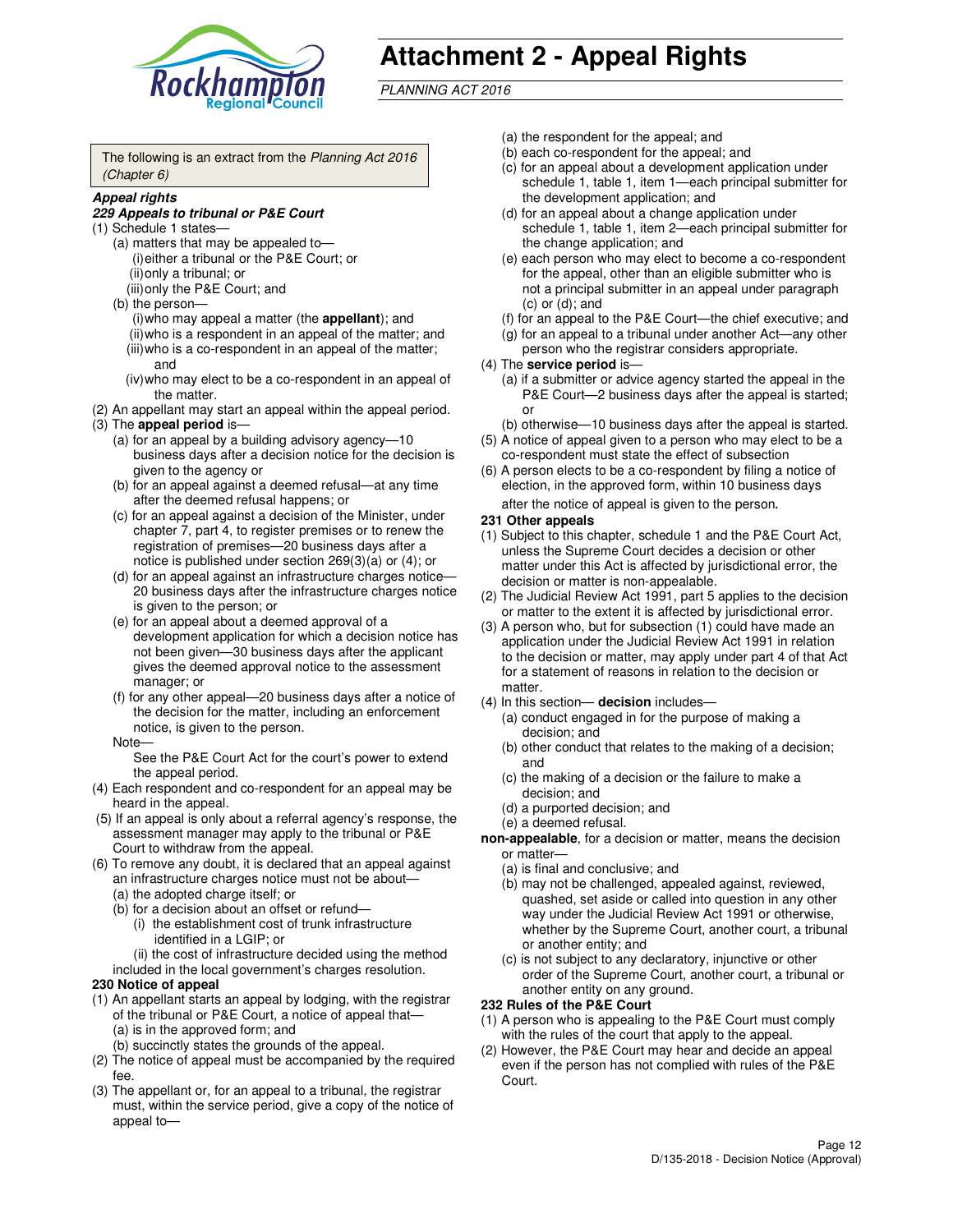# Attachment 2 - Appeal Rights

*PLANNING ACT 2016*

The following is an extract from the *Planning Act 2016 (Chapter 6)*

***Appeal rights***

***229 Appeals to tribunal or P&E Court***

(1) Schedule 1 states—

(a) matters that may be appealed to—

(i) either a tribunal or the P&E Court; or

(ii) only a tribunal; or

(iii) only the P&E Court; and

(b) the person—

(i) who may appeal a matter (the **appellant**); and

(ii) who is a respondent in an appeal of the matter; and

(iii) who is a co-respondent in an appeal of the matter; and

(iv) who may elect to be a co-respondent in an appeal of the matter.

(2) An appellant may start an appeal within the appeal period.

(3) The **appeal period** is—

(a) for an appeal by a building advisory agency—10 business days after a decision notice for the decision is given to the agency or

(b) for an appeal against a deemed refusal—at any time after the deemed refusal happens; or

(c) for an appeal against a decision of the Minister, under chapter 7, part 4, to register premises or to renew the registration of premises—20 business days after a notice is published under section 269(3)(a) or (4); or

(d) for an appeal against an infrastructure charges notice—20 business days after the infrastructure charges notice is given to the person; or

(e) for an appeal about a deemed approval of a development application for which a decision notice has not been given—30 business days after the applicant gives the deemed approval notice to the assessment manager; or

(f) for any other appeal—20 business days after a notice of the decision for the matter, including an enforcement notice, is given to the person.

Note—

See the P&E Court Act for the court's power to extend the appeal period.

(4) Each respondent and co-respondent for an appeal may be heard in the appeal.

(5) If an appeal is only about a referral agency's response, the assessment manager may apply to the tribunal or P&E Court to withdraw from the appeal.

(6) To remove any doubt, it is declared that an appeal against an infrastructure charges notice must not be about—

(a) the adopted charge itself; or

(b) for a decision about an offset or refund—

(i) the establishment cost of trunk infrastructure identified in a LGIP; or

(ii) the cost of infrastructure decided using the method included in the local government's charges resolution.

**230 Notice of appeal**

(1) An appellant starts an appeal by lodging, with the registrar of the tribunal or P&E Court, a notice of appeal that—

(a) is in the approved form; and

(b) succinctly states the grounds of the appeal.

(2) The notice of appeal must be accompanied by the required fee.

(3) The appellant or, for an appeal to a tribunal, the registrar must, within the service period, give a copy of the notice of appeal to—

(a) the respondent for the appeal; and

(b) each co-respondent for the appeal; and

(c) for an appeal about a development application under schedule 1, table 1, item 1—each principal submitter for the development application; and

(d) for an appeal about a change application under schedule 1, table 1, item 2—each principal submitter for the change application; and

(e) each person who may elect to become a co-respondent for the appeal, other than an eligible submitter who is not a principal submitter in an appeal under paragraph (c) or (d); and

(f) for an appeal to the P&E Court—the chief executive; and

(g) for an appeal to a tribunal under another Act—any other person who the registrar considers appropriate.

(4) The **service period** is—

(a) if a submitter or advice agency started the appeal in the P&E Court—2 business days after the appeal is started; or

(b) otherwise—10 business days after the appeal is started.

(5) A notice of appeal given to a person who may elect to be a co-respondent must state the effect of subsection

(6) A person elects to be a co-respondent by filing a notice of election, in the approved form, within 10 business days after the notice of appeal is given to the person.

**231 Other appeals**

(1) Subject to this chapter, schedule 1 and the P&E Court Act, unless the Supreme Court decides a decision or other matter under this Act is affected by jurisdictional error, the decision or matter is non-appealable.

(2) The Judicial Review Act 1991, part 5 applies to the decision or matter to the extent it is affected by jurisdictional error.

(3) A person who, but for subsection (1) could have made an application under the Judicial Review Act 1991 in relation to the decision or matter, may apply under part 4 of that Act for a statement of reasons in relation to the decision or matter.

(4) In this section— **decision** includes—

(a) conduct engaged in for the purpose of making a decision; and

(b) other conduct that relates to the making of a decision; and

(c) the making of a decision or the failure to make a decision; and

(d) a purported decision; and

(e) a deemed refusal.

**non-appealable**, for a decision or matter, means the decision or matter—

(a) is final and conclusive; and

(b) may not be challenged, appealed against, reviewed, quashed, set aside or called into question in any other way under the Judicial Review Act 1991 or otherwise, whether by the Supreme Court, another court, a tribunal or another entity; and

(c) is not subject to any declaratory, injunctive or other order of the Supreme Court, another court, a tribunal or another entity on any ground.

**232 Rules of the P&E Court**

(1) A person who is appealing to the P&E Court must comply with the rules of the court that apply to the appeal.

(2) However, the P&E Court may hear and decide an appeal even if the person has not complied with rules of the P&E Court.

D/135-2018 - Decision Notice (Approval)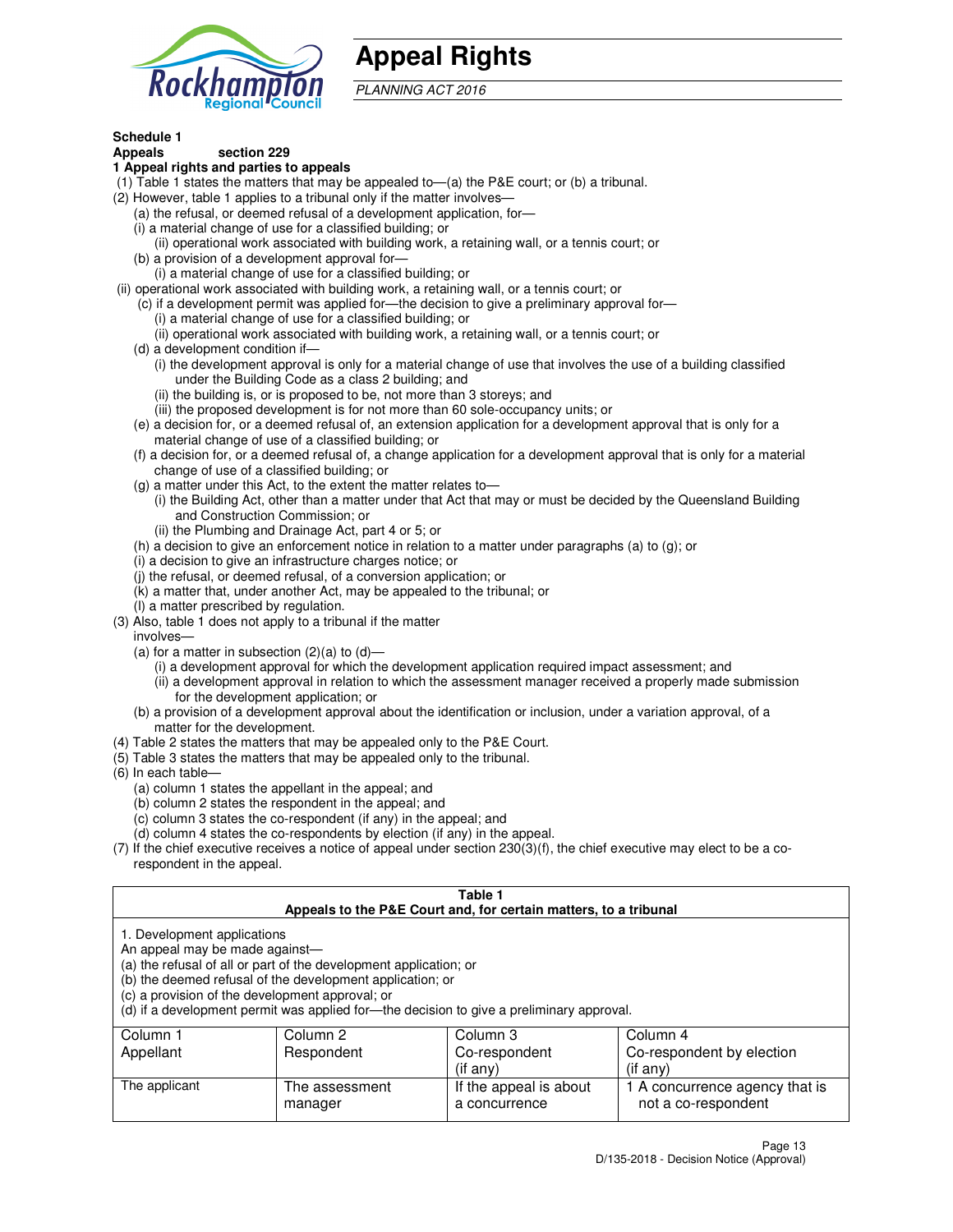# Appeal Rights

*PLANNING ACT 2016*

**Schedule 1**
**Appeals section 229**
**1 Appeal rights and parties to appeals**

(1) Table 1 states the matters that may be appealed to—(a) the P&E court; or (b) a tribunal.
(2) However, table 1 applies to a tribunal only if the matter involves—
  (a) the refusal, or deemed refusal of a development application, for—
  (i) a material change of use for a classified building; or
    (ii) operational work associated with building work, a retaining wall, or a tennis court; or
  (b) a provision of a development approval for—
    (i) a material change of use for a classified building; or
(ii) operational work associated with building work, a retaining wall, or a tennis court; or
  (c) if a development permit was applied for—the decision to give a preliminary approval for—
    (i) a material change of use for a classified building; or
    (ii) operational work associated with building work, a retaining wall, or a tennis court; or
  (d) a development condition if—
    (i) the development approval is only for a material change of use that involves the use of a building classified under the Building Code as a class 2 building; and
    (ii) the building is, or is proposed to be, not more than 3 storeys; and
    (iii) the proposed development is for not more than 60 sole-occupancy units; or
  (e) a decision for, or a deemed refusal of, an extension application for a development approval that is only for a material change of use of a classified building; or
  (f) a decision for, or a deemed refusal of, a change application for a development approval that is only for a material change of use of a classified building; or
  (g) a matter under this Act, to the extent the matter relates to—
    (i) the Building Act, other than a matter under that Act that may or must be decided by the Queensland Building and Construction Commission; or
    (ii) the Plumbing and Drainage Act, part 4 or 5; or
  (h) a decision to give an enforcement notice in relation to a matter under paragraphs (a) to (g); or
  (i) a decision to give an infrastructure charges notice; or
  (j) the refusal, or deemed refusal, of a conversion application; or
  (k) a matter that, under another Act, may be appealed to the tribunal; or
  (l) a matter prescribed by regulation.
(3) Also, table 1 does not apply to a tribunal if the matter involves—
  (a) for a matter in subsection (2)(a) to (d)—
    (i) a development approval for which the development application required impact assessment; and
    (ii) a development approval in relation to which the assessment manager received a properly made submission for the development application; or
  (b) a provision of a development approval about the identification or inclusion, under a variation approval, of a matter for the development.
(4) Table 2 states the matters that may be appealed only to the P&E Court.
(5) Table 3 states the matters that may be appealed only to the tribunal.
(6) In each table—
  (a) column 1 states the appellant in the appeal; and
  (b) column 2 states the respondent in the appeal; and
  (c) column 3 states the co-respondent (if any) in the appeal; and
  (d) column 4 states the co-respondents by election (if any) in the appeal.
(7) If the chief executive receives a notice of appeal under section 230(3)(f), the chief executive may elect to be a co-respondent in the appeal.

**Table 1**
**Appeals to the P&E Court and, for certain matters, to a tribunal**

1. Development applications
An appeal may be made against—
(a) the refusal of all or part of the development application; or
(b) the deemed refusal of the development application; or
(c) a provision of the development approval; or
(d) if a development permit was applied for—the decision to give a preliminary approval.

| Column 1<br>Appellant | Column 2<br>Respondent | Column 3<br>Co-respondent<br>(if any) | Column 4<br>Co-respondent by election<br>(if any) |
|---|---|---|---|
| The applicant | The assessment manager | If the appeal is about a concurrence | 1 A concurrence agency that is not a co-respondent |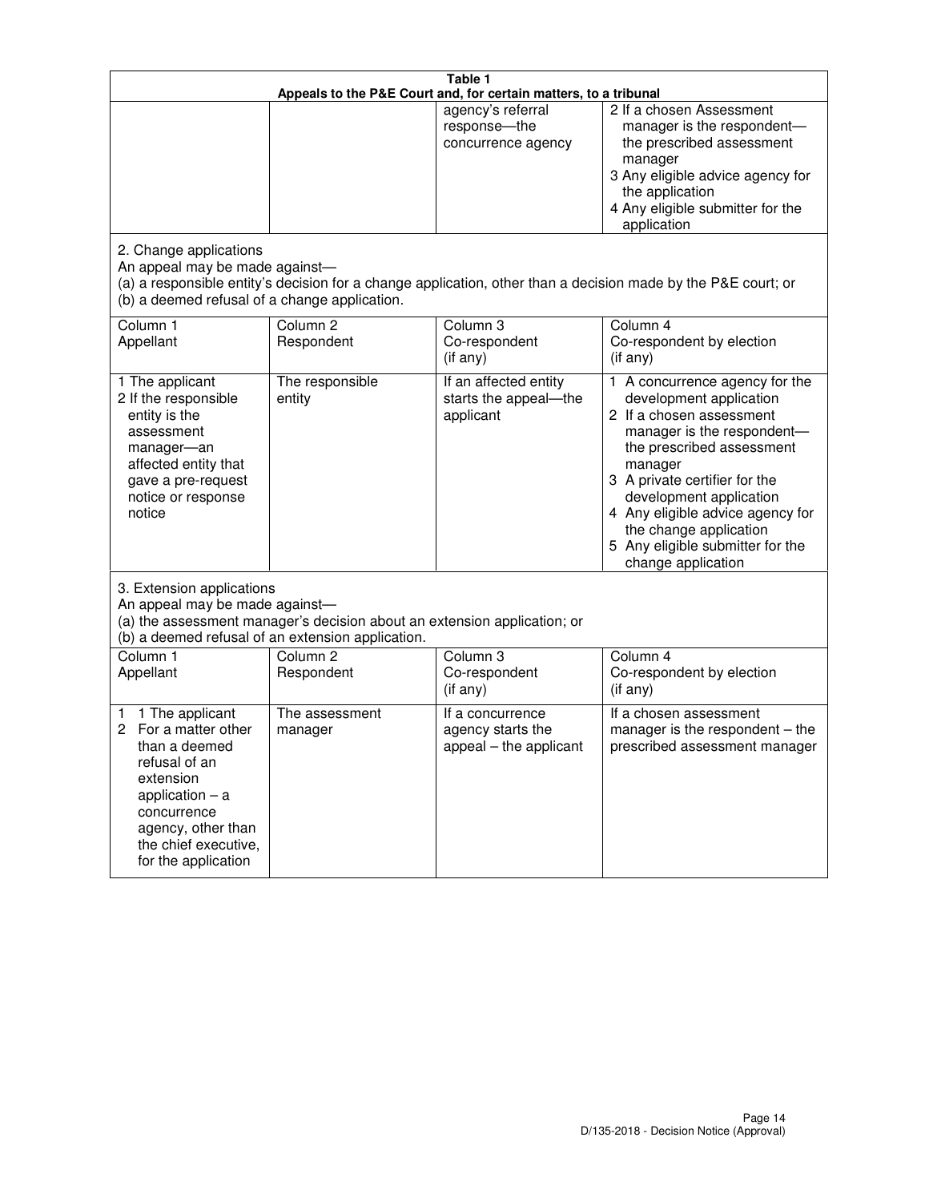**Table 1**
**Appeals to the P&E Court and, for certain matters, to a tribunal**

| | | | |
|---|---|---|---|
| | | agency's referral response—the concurrence agency | 2 If a chosen Assessment manager is the respondent—the prescribed assessment manager<br>3 Any eligible advice agency for the application<br>4 Any eligible submitter for the application |

2. Change applications
An appeal may be made against—
(a) a responsible entity's decision for a change application, other than a decision made by the P&E court; or
(b) a deemed refusal of a change application.

| Column 1<br>Appellant | Column 2<br>Respondent | Column 3<br>Co-respondent<br>(if any) | Column 4<br>Co-respondent by election<br>(if any) |
|---|---|---|---|
| 1 The applicant<br>2 If the responsible entity is the assessment manager—an affected entity that gave a pre-request notice or response notice | The responsible entity | If an affected entity starts the appeal—the applicant | 1 A concurrence agency for the development application<br>2 If a chosen assessment manager is the respondent—the prescribed assessment manager<br>3 A private certifier for the development application<br>4 Any eligible advice agency for the change application<br>5 Any eligible submitter for the change application |

3. Extension applications
An appeal may be made against—
(a) the assessment manager's decision about an extension application; or
(b) a deemed refusal of an extension application.

| Column 1<br>Appellant | Column 2<br>Respondent | Column 3<br>Co-respondent<br>(if any) | Column 4<br>Co-respondent by election<br>(if any) |
|---|---|---|---|
| 1 1 The applicant<br>2 For a matter other than a deemed refusal of an extension application – a concurrence agency, other than the chief executive, for the application | The assessment manager | If a concurrence agency starts the appeal – the applicant | If a chosen assessment manager is the respondent – the prescribed assessment manager |

D/135-2018 - Decision Notice (Approval)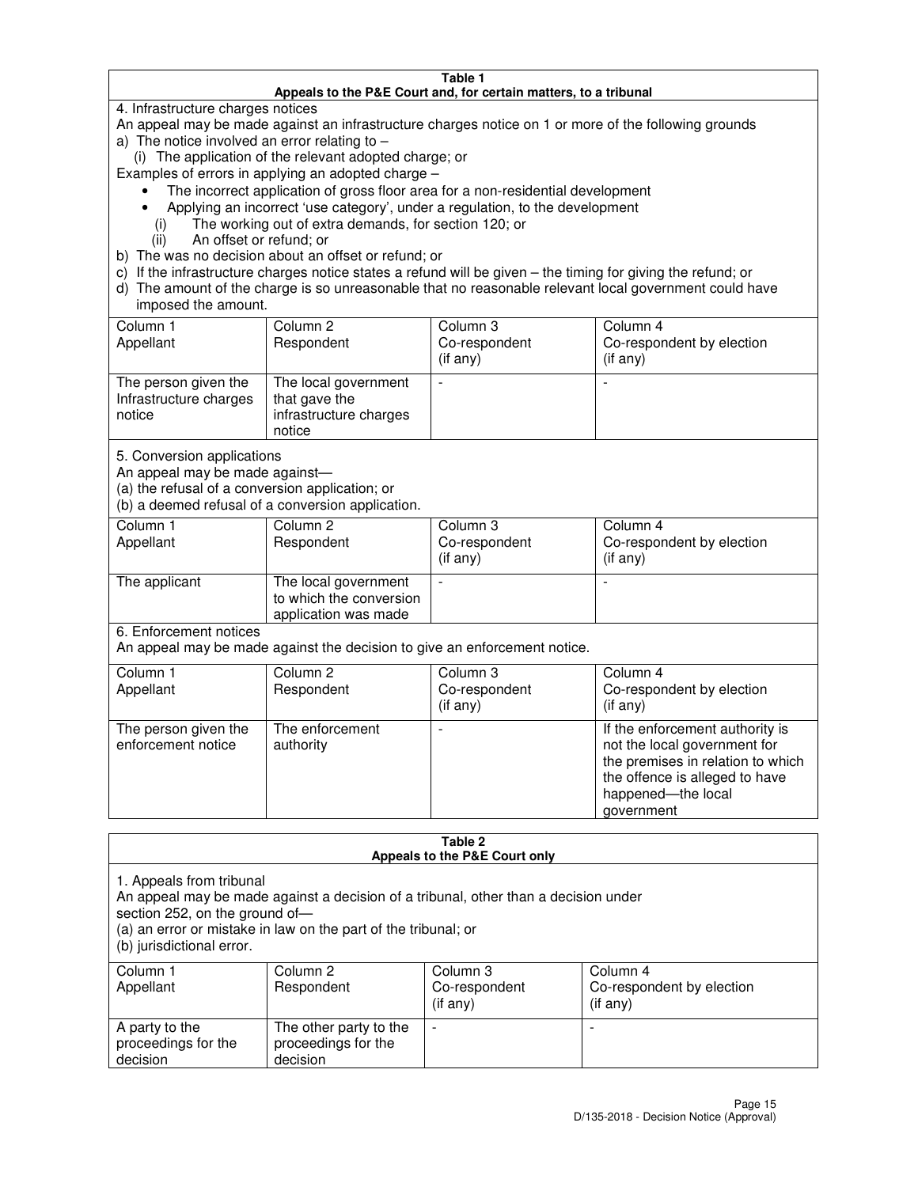**Table 1**
**Appeals to the P&E Court and, for certain matters, to a tribunal**

4. Infrastructure charges notices

An appeal may be made against an infrastructure charges notice on 1 or more of the following grounds

a) The notice involved an error relating to –

  (i) The application of the relevant adopted charge; or

Examples of errors in applying an adopted charge –

- The incorrect application of gross floor area for a non-residential development
- Applying an incorrect 'use category', under a regulation, to the development

  (i) The working out of extra demands, for section 120; or

  (ii) An offset or refund; or

b) The was no decision about an offset or refund; or

c) If the infrastructure charges notice states a refund will be given – the timing for giving the refund; or

d) The amount of the charge is so unreasonable that no reasonable relevant local government could have imposed the amount.

| Column 1 Appellant | Column 2 Respondent | Column 3 Co-respondent (if any) | Column 4 Co-respondent by election (if any) |
|---|---|---|---|
| The person given the Infrastructure charges notice | The local government that gave the infrastructure charges notice | - | - |

5. Conversion applications

An appeal may be made against—

(a) the refusal of a conversion application; or

(b) a deemed refusal of a conversion application.

| Column 1 Appellant | Column 2 Respondent | Column 3 Co-respondent (if any) | Column 4 Co-respondent by election (if any) |
|---|---|---|---|
| The applicant | The local government to which the conversion application was made | - | - |

6. Enforcement notices

An appeal may be made against the decision to give an enforcement notice.

| Column 1 Appellant | Column 2 Respondent | Column 3 Co-respondent (if any) | Column 4 Co-respondent by election (if any) |
|---|---|---|---|
| The person given the enforcement notice | The enforcement authority | - | If the enforcement authority is not the local government for the premises in relation to which the offence is alleged to have happened—the local government |

**Table 2**
**Appeals to the P&E Court only**

1. Appeals from tribunal

An appeal may be made against a decision of a tribunal, other than a decision under section 252, on the ground of—

(a) an error or mistake in law on the part of the tribunal; or

(b) jurisdictional error.

| Column 1 Appellant | Column 2 Respondent | Column 3 Co-respondent (if any) | Column 4 Co-respondent by election (if any) |
|---|---|---|---|
| A party to the proceedings for the decision | The other party to the proceedings for the decision | - | - |

D/135-2018 - Decision Notice (Approval)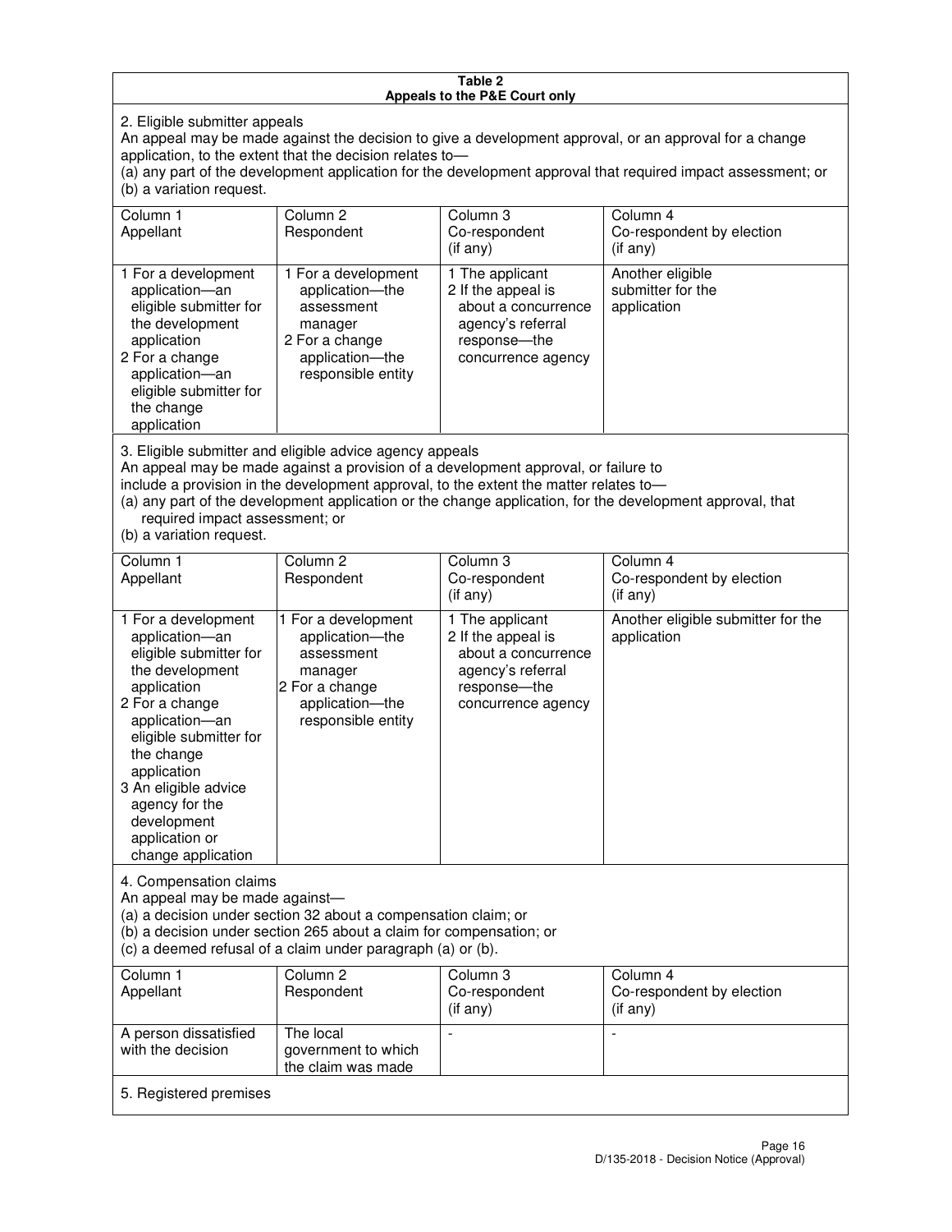**Table 2**
**Appeals to the P&E Court only**

2. Eligible submitter appeals

An appeal may be made against the decision to give a development approval, or an approval for a change application, to the extent that the decision relates to—

(a) any part of the development application for the development approval that required impact assessment; or

(b) a variation request.

| Column 1 Appellant | Column 2 Respondent | Column 3 Co-respondent (if any) | Column 4 Co-respondent by election (if any) |
|---|---|---|---|
| 1 For a development application—an eligible submitter for the development application<br>2 For a change application—an eligible submitter for the change application | 1 For a development application—the assessment manager<br>2 For a change application—the responsible entity | 1 The applicant<br>2 If the appeal is about a concurrence agency's referral response—the concurrence agency | Another eligible submitter for the application |

3. Eligible submitter and eligible advice agency appeals

An appeal may be made against a provision of a development approval, or failure to include a provision in the development approval, to the extent the matter relates to—

(a) any part of the development application or the change application, for the development approval, that required impact assessment; or

(b) a variation request.

| Column 1 Appellant | Column 2 Respondent | Column 3 Co-respondent (if any) | Column 4 Co-respondent by election (if any) |
|---|---|---|---|
| 1 For a development application—an eligible submitter for the development application<br>2 For a change application—an eligible submitter for the change application<br>3 An eligible advice agency for the development application or change application | 1 For a development application—the assessment manager<br>2 For a change application—the responsible entity | 1 The applicant<br>2 If the appeal is about a concurrence agency's referral response—the concurrence agency | Another eligible submitter for the application |

4. Compensation claims

An appeal may be made against—

(a) a decision under section 32 about a compensation claim; or

(b) a decision under section 265 about a claim for compensation; or

(c) a deemed refusal of a claim under paragraph (a) or (b).

| Column 1 Appellant | Column 2 Respondent | Column 3 Co-respondent (if any) | Column 4 Co-respondent by election (if any) |
|---|---|---|---|
| A person dissatisfied with the decision | The local government to which the claim was made | - | - |

5. Registered premises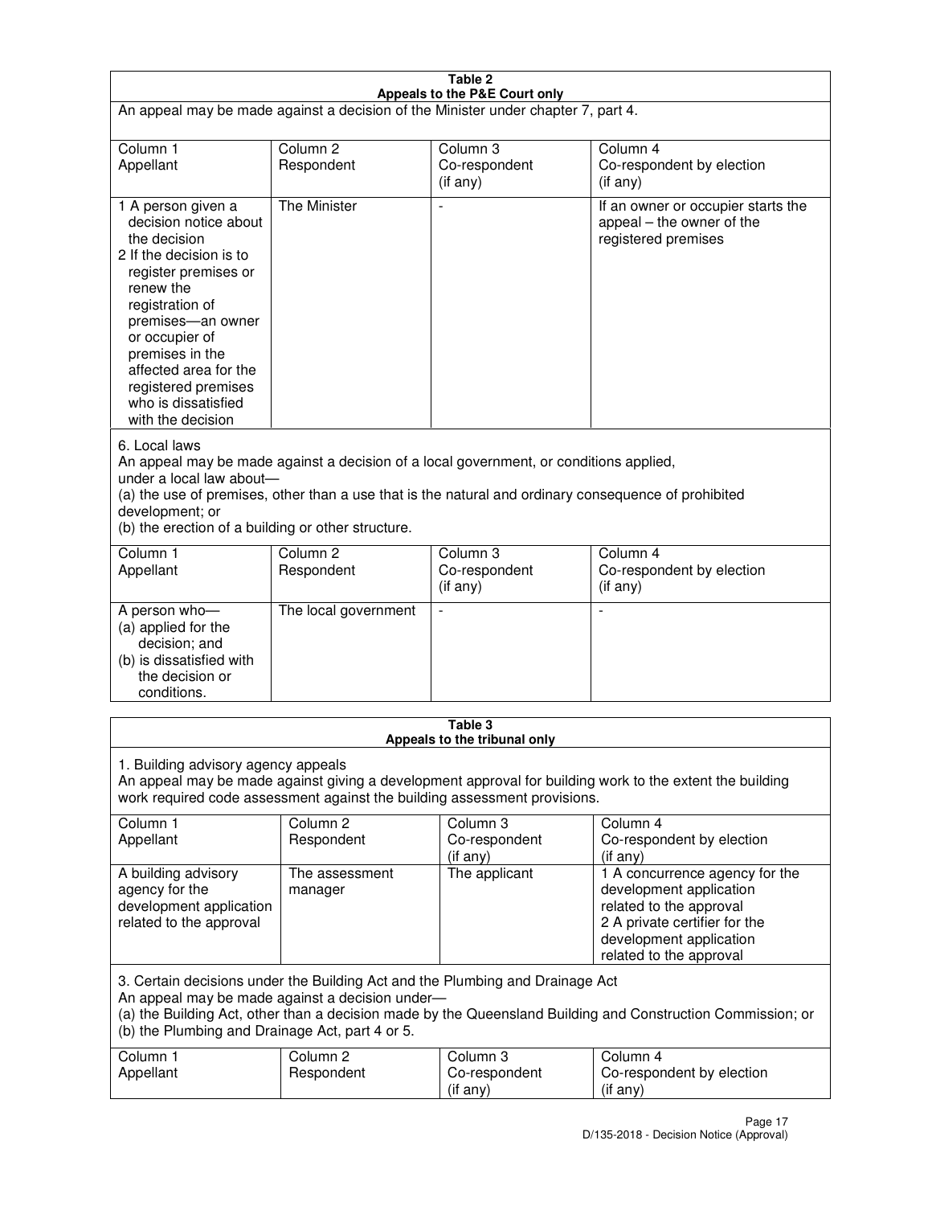**Table 2**
**Appeals to the P&E Court only**

An appeal may be made against a decision of the Minister under chapter 7, part 4.

| Column 1<br>Appellant | Column 2<br>Respondent | Column 3<br>Co-respondent<br>(if any) | Column 4<br>Co-respondent by election<br>(if any) |
|---|---|---|---|
| 1 A person given a decision notice about the decision<br>2 If the decision is to register premises or renew the registration of premises—an owner or occupier of premises in the affected area for the registered premises who is dissatisfied with the decision | The Minister | - | If an owner or occupier starts the appeal – the owner of the registered premises |

6. Local laws
An appeal may be made against a decision of a local government, or conditions applied, under a local law about—
(a) the use of premises, other than a use that is the natural and ordinary consequence of prohibited development; or
(b) the erection of a building or other structure.

| Column 1<br>Appellant | Column 2<br>Respondent | Column 3<br>Co-respondent<br>(if any) | Column 4<br>Co-respondent by election<br>(if any) |
|---|---|---|---|
| A person who—<br>(a) applied for the decision; and<br>(b) is dissatisfied with the decision or conditions. | The local government | - | - |

**Table 3**
**Appeals to the tribunal only**

1. Building advisory agency appeals
An appeal may be made against giving a development approval for building work to the extent the building work required code assessment against the building assessment provisions.

| Column 1<br>Appellant | Column 2<br>Respondent | Column 3<br>Co-respondent<br>(if any) | Column 4<br>Co-respondent by election<br>(if any) |
|---|---|---|---|
| A building advisory agency for the development application related to the approval | The assessment manager | The applicant | 1 A concurrence agency for the development application related to the approval<br>2 A private certifier for the development application related to the approval |

3. Certain decisions under the Building Act and the Plumbing and Drainage Act
An appeal may be made against a decision under—
(a) the Building Act, other than a decision made by the Queensland Building and Construction Commission; or
(b) the Plumbing and Drainage Act, part 4 or 5.

| Column 1<br>Appellant | Column 2<br>Respondent | Column 3<br>Co-respondent<br>(if any) | Column 4<br>Co-respondent by election<br>(if any) |
|---|---|---|---|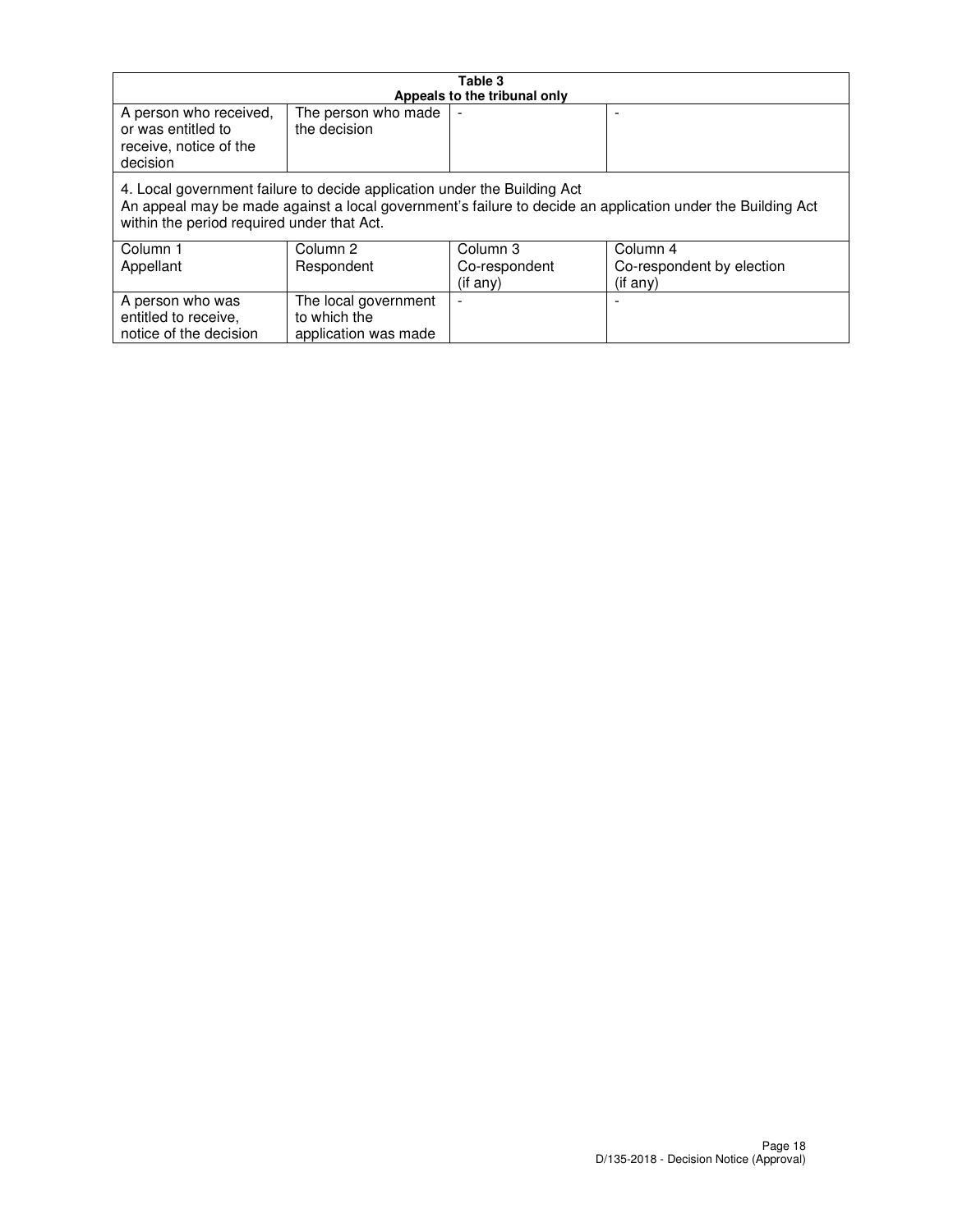| Table 3 Appeals to the tribunal only | | | |
|---|---|---|---|
| A person who received, or was entitled to receive, notice of the decision | The person who made the decision | - | - |
| 4. Local government failure to decide application under the Building Act<br>An appeal may be made against a local government's failure to decide an application under the Building Act within the period required under that Act. | | | |
| Column 1<br>Appellant | Column 2<br>Respondent | Column 3<br>Co-respondent<br>(if any) | Column 4<br>Co-respondent by election<br>(if any) |
| A person who was entitled to receive, notice of the decision | The local government to which the application was made | - | - |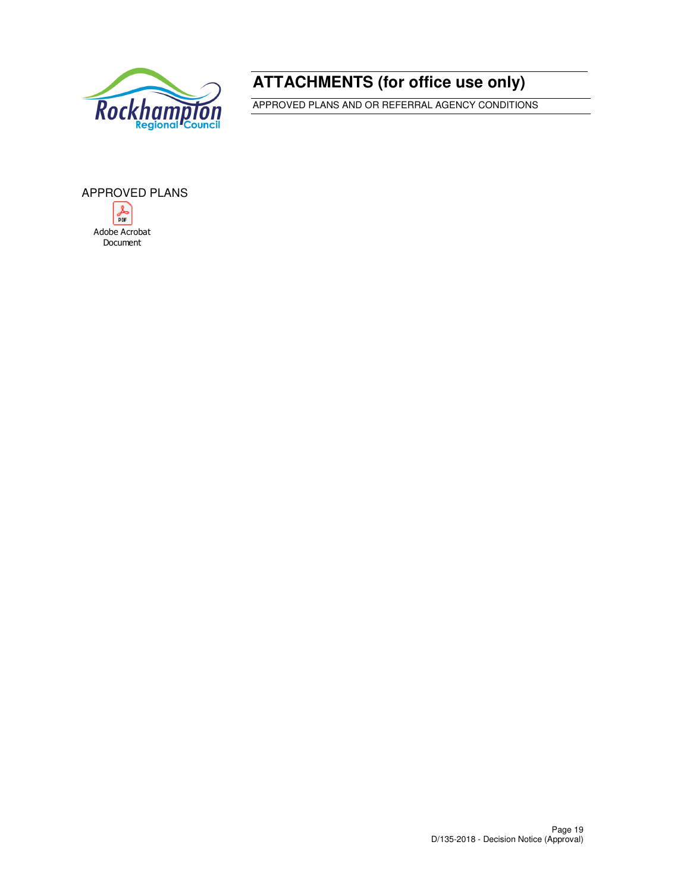# ATTACHMENTS (for office use only)

APPROVED PLANS AND OR REFERRAL AGENCY CONDITIONS

APPROVED PLANS

Adobe Acrobat Document